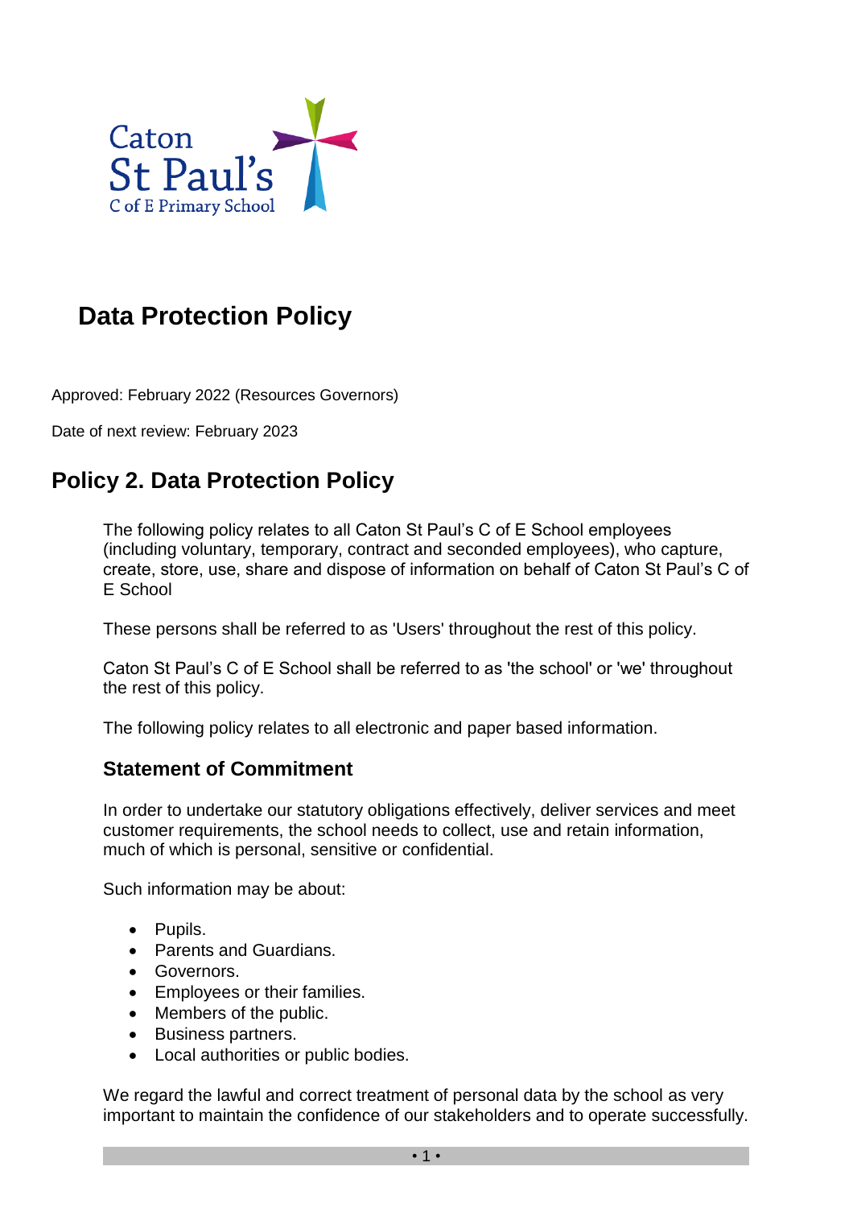Caton
St Paul's
C of E Primary School

# Data Protection Policy

Approved: February 2022 (Resources Governors)

Date of next review: February 2023

## Policy 2. Data Protection Policy

The following policy relates to all Caton St Paul's C of E School employees (including voluntary, temporary, contract and seconded employees), who capture, create, store, use, share and dispose of information on behalf of Caton St Paul's C of E School

These persons shall be referred to as 'Users' throughout the rest of this policy.

Caton St Paul's C of E School shall be referred to as 'the school' or 'we' throughout the rest of this policy.

The following policy relates to all electronic and paper based information.

### Statement of Commitment

In order to undertake our statutory obligations effectively, deliver services and meet customer requirements, the school needs to collect, use and retain information, much of which is personal, sensitive or confidential.

Such information may be about:

- Pupils.
- Parents and Guardians.
- Governors.
- Employees or their families.
- Members of the public.
- Business partners.
- Local authorities or public bodies.

We regard the lawful and correct treatment of personal data by the school as very important to maintain the confidence of our stakeholders and to operate successfully.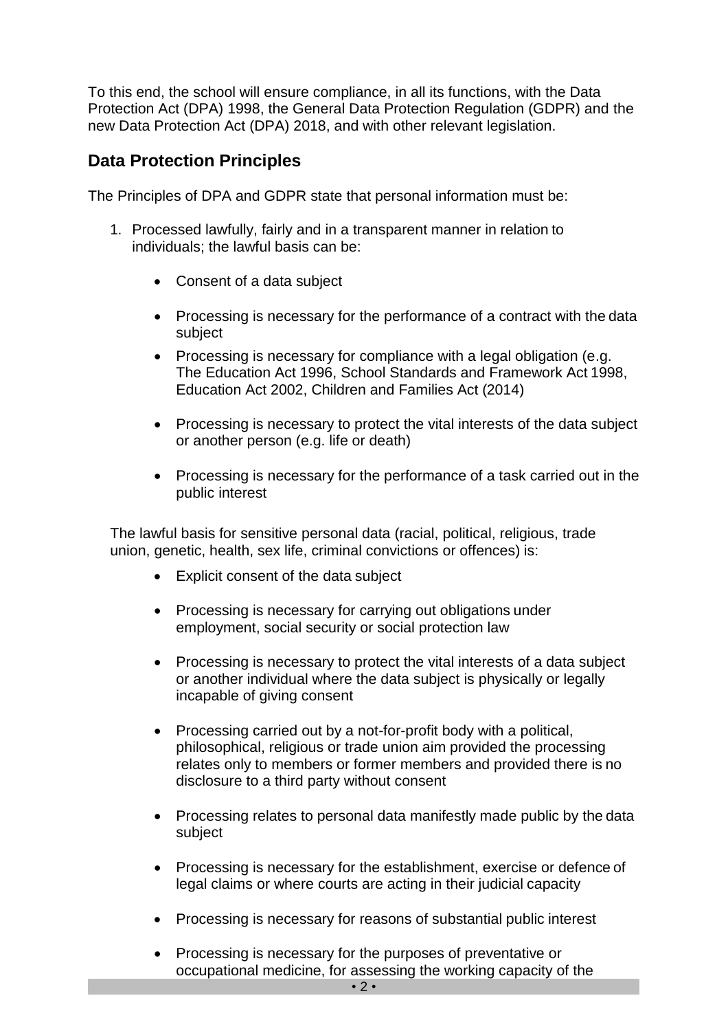To this end, the school will ensure compliance, in all its functions, with the Data Protection Act (DPA) 1998, the General Data Protection Regulation (GDPR) and the new Data Protection Act (DPA) 2018, and with other relevant legislation.

## Data Protection Principles

The Principles of DPA and GDPR state that personal information must be:

1. Processed lawfully, fairly and in a transparent manner in relation to individuals; the lawful basis can be:

    - Consent of a data subject
    - Processing is necessary for the performance of a contract with the data subject
    - Processing is necessary for compliance with a legal obligation (e.g. The Education Act 1996, School Standards and Framework Act 1998, Education Act 2002, Children and Families Act (2014)
    - Processing is necessary to protect the vital interests of the data subject or another person (e.g. life or death)
    - Processing is necessary for the performance of a task carried out in the public interest

    The lawful basis for sensitive personal data (racial, political, religious, trade union, genetic, health, sex life, criminal convictions or offences) is:

    - Explicit consent of the data subject
    - Processing is necessary for carrying out obligations under employment, social security or social protection law
    - Processing is necessary to protect the vital interests of a data subject or another individual where the data subject is physically or legally incapable of giving consent
    - Processing carried out by a not-for-profit body with a political, philosophical, religious or trade union aim provided the processing relates only to members or former members and provided there is no disclosure to a third party without consent
    - Processing relates to personal data manifestly made public by the data subject
    - Processing is necessary for the establishment, exercise or defence of legal claims or where courts are acting in their judicial capacity
    - Processing is necessary for reasons of substantial public interest
    - Processing is necessary for the purposes of preventative or occupational medicine, for assessing the working capacity of the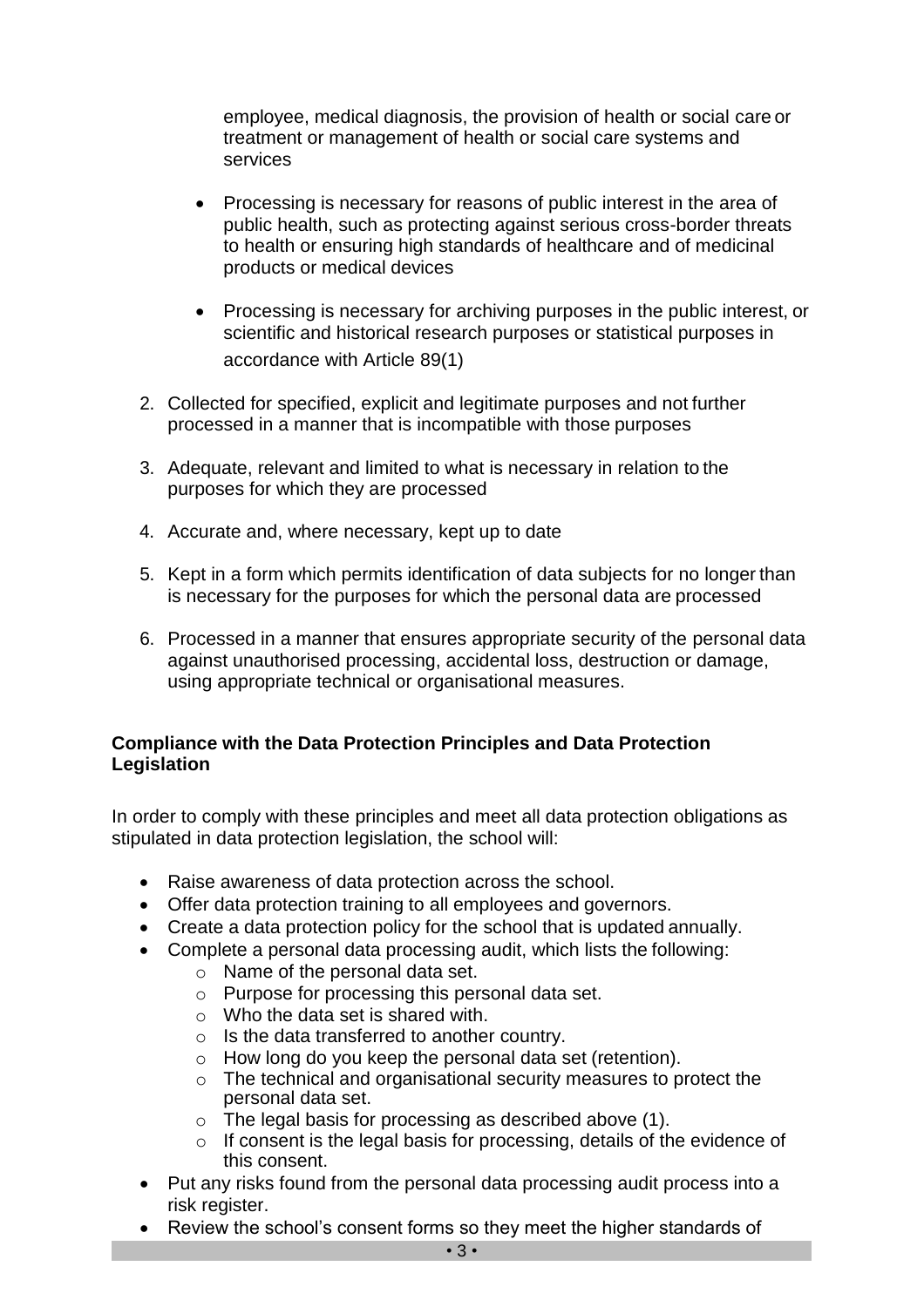employee, medical diagnosis, the provision of health or social care or treatment or management of health or social care systems and services

- Processing is necessary for reasons of public interest in the area of public health, such as protecting against serious cross-border threats to health or ensuring high standards of healthcare and of medicinal products or medical devices

- Processing is necessary for archiving purposes in the public interest, or scientific and historical research purposes or statistical purposes in accordance with Article 89(1)

2. Collected for specified, explicit and legitimate purposes and not further processed in a manner that is incompatible with those purposes

3. Adequate, relevant and limited to what is necessary in relation to the purposes for which they are processed

4. Accurate and, where necessary, kept up to date

5. Kept in a form which permits identification of data subjects for no longer than is necessary for the purposes for which the personal data are processed

6. Processed in a manner that ensures appropriate security of the personal data against unauthorised processing, accidental loss, destruction or damage, using appropriate technical or organisational measures.

**Compliance with the Data Protection Principles and Data Protection Legislation**

In order to comply with these principles and meet all data protection obligations as stipulated in data protection legislation, the school will:

- Raise awareness of data protection across the school.
- Offer data protection training to all employees and governors.
- Create a data protection policy for the school that is updated annually.
- Complete a personal data processing audit, which lists the following:
  - Name of the personal data set.
  - Purpose for processing this personal data set.
  - Who the data set is shared with.
  - Is the data transferred to another country.
  - How long do you keep the personal data set (retention).
  - The technical and organisational security measures to protect the personal data set.
  - The legal basis for processing as described above (1).
  - If consent is the legal basis for processing, details of the evidence of this consent.
- Put any risks found from the personal data processing audit process into a risk register.
- Review the school's consent forms so they meet the higher standards of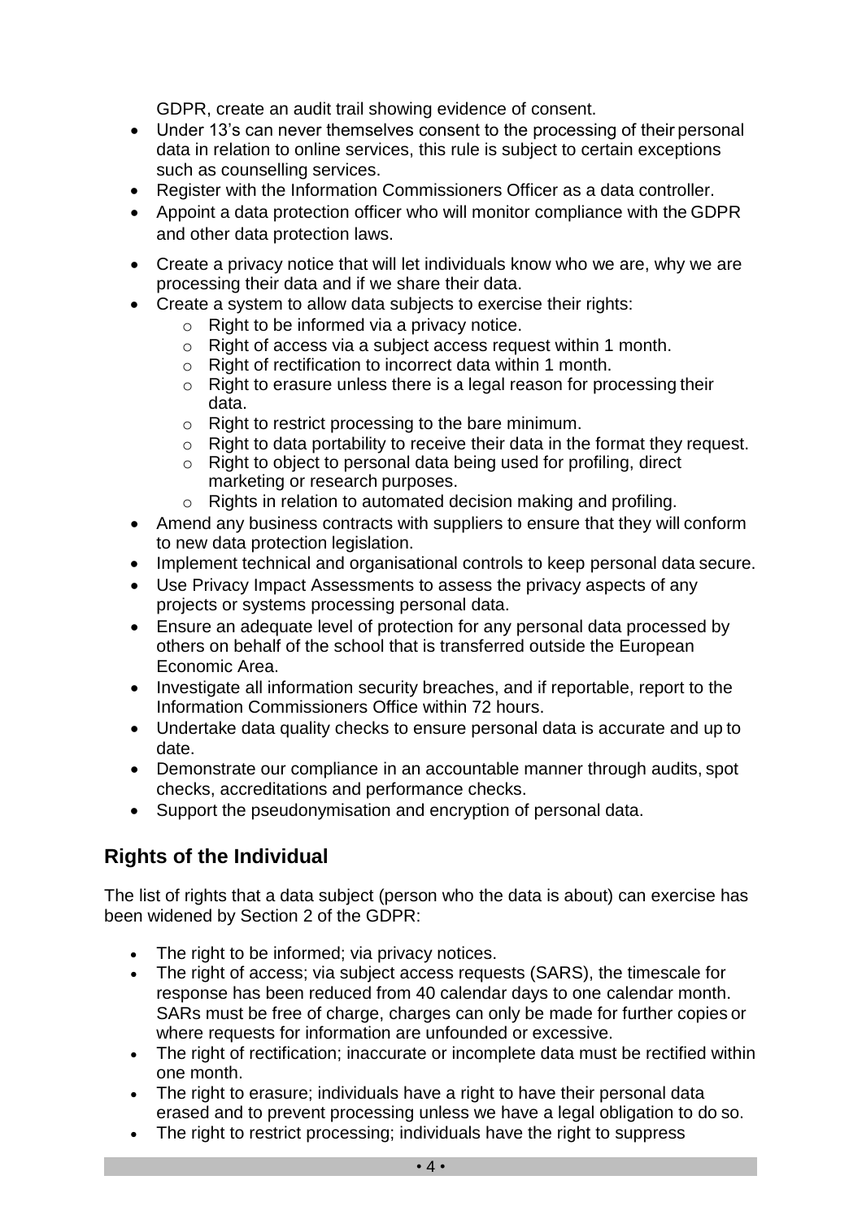GDPR, create an audit trail showing evidence of consent.
- Under 13's can never themselves consent to the processing of their personal data in relation to online services, this rule is subject to certain exceptions such as counselling services.
- Register with the Information Commissioners Officer as a data controller.
- Appoint a data protection officer who will monitor compliance with the GDPR and other data protection laws.
- Create a privacy notice that will let individuals know who we are, why we are processing their data and if we share their data.
- Create a system to allow data subjects to exercise their rights:
  - Right to be informed via a privacy notice.
  - Right of access via a subject access request within 1 month.
  - Right of rectification to incorrect data within 1 month.
  - Right to erasure unless there is a legal reason for processing their data.
  - Right to restrict processing to the bare minimum.
  - Right to data portability to receive their data in the format they request.
  - Right to object to personal data being used for profiling, direct marketing or research purposes.
  - Rights in relation to automated decision making and profiling.
- Amend any business contracts with suppliers to ensure that they will conform to new data protection legislation.
- Implement technical and organisational controls to keep personal data secure.
- Use Privacy Impact Assessments to assess the privacy aspects of any projects or systems processing personal data.
- Ensure an adequate level of protection for any personal data processed by others on behalf of the school that is transferred outside the European Economic Area.
- Investigate all information security breaches, and if reportable, report to the Information Commissioners Office within 72 hours.
- Undertake data quality checks to ensure personal data is accurate and up to date.
- Demonstrate our compliance in an accountable manner through audits, spot checks, accreditations and performance checks.
- Support the pseudonymisation and encryption of personal data.

## Rights of the Individual

The list of rights that a data subject (person who the data is about) can exercise has been widened by Section 2 of the GDPR:

- The right to be informed; via privacy notices.
- The right of access; via subject access requests (SARS), the timescale for response has been reduced from 40 calendar days to one calendar month. SARs must be free of charge, charges can only be made for further copies or where requests for information are unfounded or excessive.
- The right of rectification; inaccurate or incomplete data must be rectified within one month.
- The right to erasure; individuals have a right to have their personal data erased and to prevent processing unless we have a legal obligation to do so.
- The right to restrict processing; individuals have the right to suppress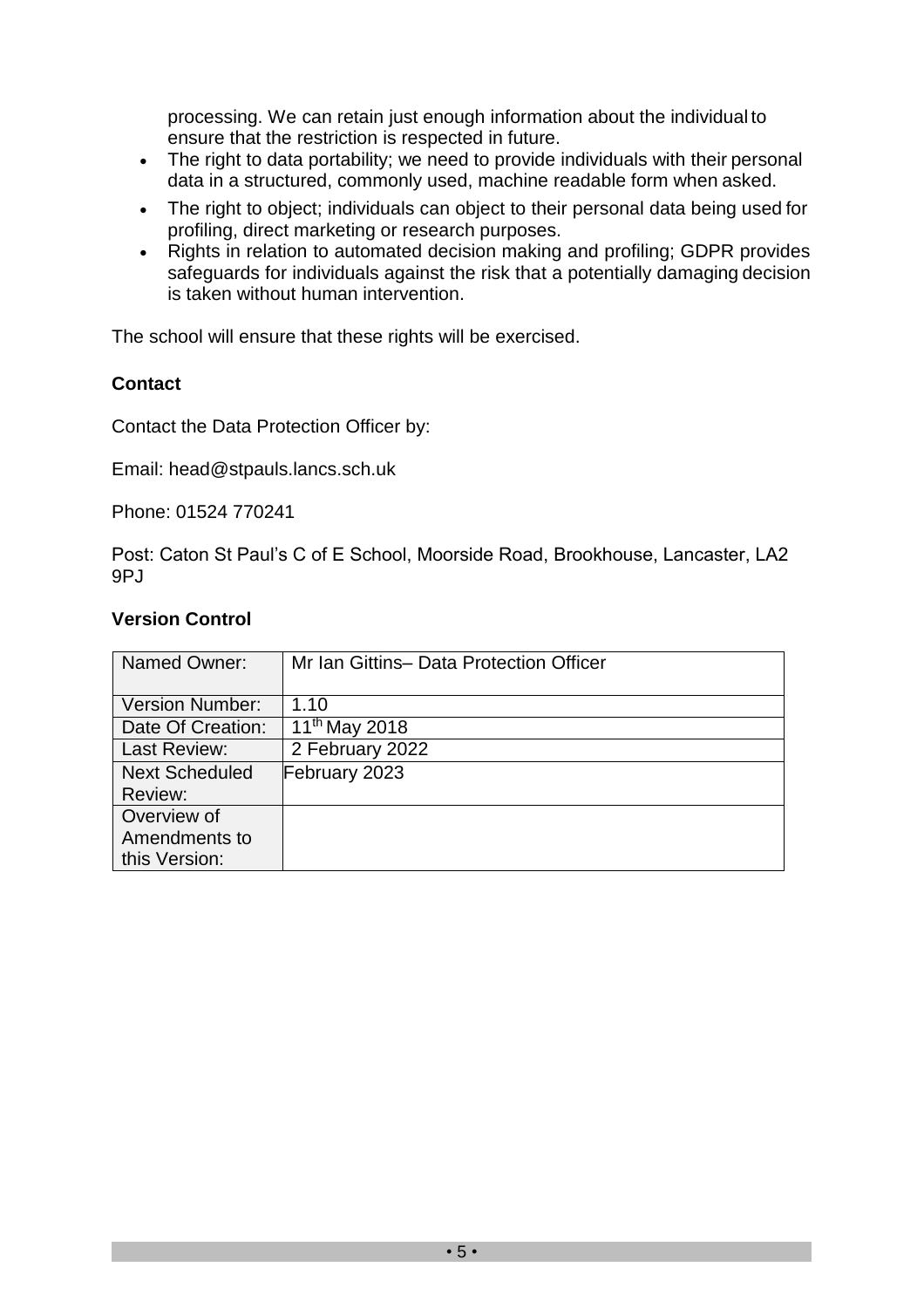processing. We can retain just enough information about the individual to ensure that the restriction is respected in future.

- The right to data portability; we need to provide individuals with their personal data in a structured, commonly used, machine readable form when asked.
- The right to object; individuals can object to their personal data being used for profiling, direct marketing or research purposes.
- Rights in relation to automated decision making and profiling; GDPR provides safeguards for individuals against the risk that a potentially damaging decision is taken without human intervention.

The school will ensure that these rights will be exercised.

**Contact**

Contact the Data Protection Officer by:

Email: head@stpauls.lancs.sch.uk

Phone: 01524 770241

Post: Caton St Paul's C of E School, Moorside Road, Brookhouse, Lancaster, LA2 9PJ

**Version Control**

| | |
|---|---|
| Named Owner: | Mr Ian Gittins– Data Protection Officer |
| Version Number: | 1.10 |
| Date Of Creation: | 11th May 2018 |
| Last Review: | 2 February 2022 |
| Next Scheduled Review: | February 2023 |
| Overview of Amendments to this Version: | |